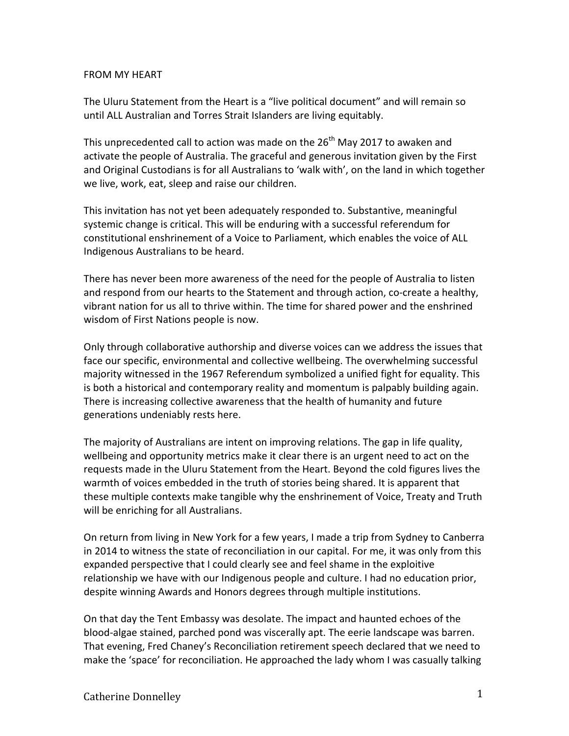# FROM MY HEART

The Uluru Statement from the Heart is a "live political document" and will remain so until ALL Australian and Torres Strait Islanders are living equitably.

This unprecedented call to action was made on the 26th May 2017 to awaken and activate the people of Australia. The graceful and generous invitation given by the First and Original Custodians is for all Australians to 'walk with', on the land in which together we live, work, eat, sleep and raise our children.

This invitation has not yet been adequately responded to. Substantive, meaningful systemic change is critical. This will be enduring with a successful referendum for constitutional enshrinement of a Voice to Parliament, which enables the voice of ALL Indigenous Australians to be heard.

There has never been more awareness of the need for the people of Australia to listen and respond from our hearts to the Statement and through action, co-create a healthy, vibrant nation for us all to thrive within. The time for shared power and the enshrined wisdom of First Nations people is now.

Only through collaborative authorship and diverse voices can we address the issues that face our specific, environmental and collective wellbeing. The overwhelming successful majority witnessed in the 1967 Referendum symbolized a unified fight for equality. This is both a historical and contemporary reality and momentum is palpably building again. There is increasing collective awareness that the health of humanity and future generations undeniably rests here.

The majority of Australians are intent on improving relations. The gap in life quality, wellbeing and opportunity metrics make it clear there is an urgent need to act on the requests made in the Uluru Statement from the Heart. Beyond the cold figures lives the warmth of voices embedded in the truth of stories being shared. It is apparent that these multiple contexts make tangible why the enshrinement of Voice, Treaty and Truth will be enriching for all Australians.

On return from living in New York for a few years, I made a trip from Sydney to Canberra in 2014 to witness the state of reconciliation in our capital. For me, it was only from this expanded perspective that I could clearly see and feel shame in the exploitive relationship we have with our Indigenous people and culture. I had no education prior, despite winning Awards and Honors degrees through multiple institutions.

On that day the Tent Embassy was desolate. The impact and haunted echoes of the blood-algae stained, parched pond was viscerally apt. The eerie landscape was barren. That evening, Fred Chaney's Reconciliation retirement speech declared that we need to make the 'space' for reconciliation. He approached the lady whom I was casually talking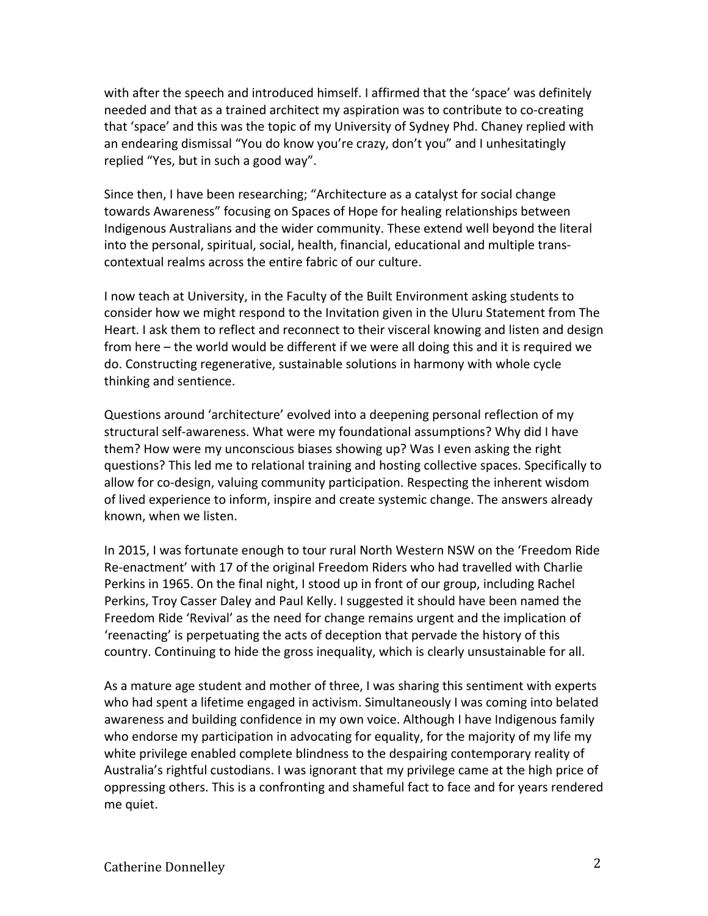with after the speech and introduced himself. I affirmed that the 'space' was definitely needed and that as a trained architect my aspiration was to contribute to co-creating that 'space' and this was the topic of my University of Sydney Phd. Chaney replied with an endearing dismissal "You do know you're crazy, don't you" and I unhesitatingly replied "Yes, but in such a good way".

Since then, I have been researching; "Architecture as a catalyst for social change towards Awareness" focusing on Spaces of Hope for healing relationships between Indigenous Australians and the wider community. These extend well beyond the literal into the personal, spiritual, social, health, financial, educational and multiple trans-contextual realms across the entire fabric of our culture.

I now teach at University, in the Faculty of the Built Environment asking students to consider how we might respond to the Invitation given in the Uluru Statement from The Heart. I ask them to reflect and reconnect to their visceral knowing and listen and design from here – the world would be different if we were all doing this and it is required we do. Constructing regenerative, sustainable solutions in harmony with whole cycle thinking and sentience.

Questions around 'architecture' evolved into a deepening personal reflection of my structural self-awareness. What were my foundational assumptions? Why did I have them? How were my unconscious biases showing up? Was I even asking the right questions? This led me to relational training and hosting collective spaces. Specifically to allow for co-design, valuing community participation. Respecting the inherent wisdom of lived experience to inform, inspire and create systemic change. The answers already known, when we listen.

In 2015, I was fortunate enough to tour rural North Western NSW on the 'Freedom Ride Re-enactment' with 17 of the original Freedom Riders who had travelled with Charlie Perkins in 1965. On the final night, I stood up in front of our group, including Rachel Perkins, Troy Casser Daley and Paul Kelly. I suggested it should have been named the Freedom Ride 'Revival' as the need for change remains urgent and the implication of 'reenacting' is perpetuating the acts of deception that pervade the history of this country. Continuing to hide the gross inequality, which is clearly unsustainable for all.

As a mature age student and mother of three, I was sharing this sentiment with experts who had spent a lifetime engaged in activism. Simultaneously I was coming into belated awareness and building confidence in my own voice. Although I have Indigenous family who endorse my participation in advocating for equality, for the majority of my life my white privilege enabled complete blindness to the despairing contemporary reality of Australia's rightful custodians. I was ignorant that my privilege came at the high price of oppressing others. This is a confronting and shameful fact to face and for years rendered me quiet.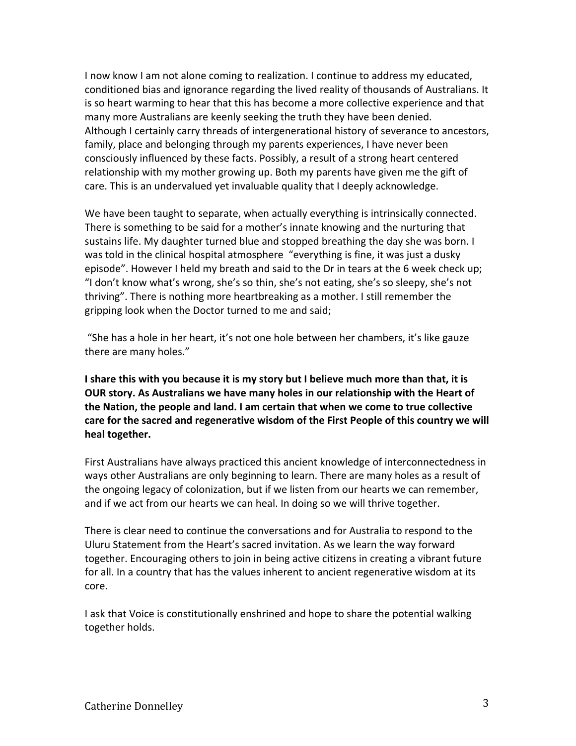I now know I am not alone coming to realization. I continue to address my educated, conditioned bias and ignorance regarding the lived reality of thousands of Australians. It is so heart warming to hear that this has become a more collective experience and that many more Australians are keenly seeking the truth they have been denied.
Although I certainly carry threads of intergenerational history of severance to ancestors, family, place and belonging through my parents experiences, I have never been consciously influenced by these facts. Possibly, a result of a strong heart centered relationship with my mother growing up. Both my parents have given me the gift of care. This is an undervalued yet invaluable quality that I deeply acknowledge.

We have been taught to separate, when actually everything is intrinsically connected. There is something to be said for a mother's innate knowing and the nurturing that sustains life. My daughter turned blue and stopped breathing the day she was born. I was told in the clinical hospital atmosphere "everything is fine, it was just a dusky episode". However I held my breath and said to the Dr in tears at the 6 week check up; "I don't know what's wrong, she's so thin, she's not eating, she's so sleepy, she's not thriving". There is nothing more heartbreaking as a mother. I still remember the gripping look when the Doctor turned to me and said;

"She has a hole in her heart, it's not one hole between her chambers, it's like gauze there are many holes."

**I share this with you because it is my story but I believe much more than that, it is OUR story. As Australians we have many holes in our relationship with the Heart of the Nation, the people and land. I am certain that when we come to true collective care for the sacred and regenerative wisdom of the First People of this country we will heal together.**

First Australians have always practiced this ancient knowledge of interconnectedness in ways other Australians are only beginning to learn. There are many holes as a result of the ongoing legacy of colonization, but if we listen from our hearts we can remember, and if we act from our hearts we can heal. In doing so we will thrive together.

There is clear need to continue the conversations and for Australia to respond to the Uluru Statement from the Heart's sacred invitation. As we learn the way forward together. Encouraging others to join in being active citizens in creating a vibrant future for all. In a country that has the values inherent to ancient regenerative wisdom at its core.

I ask that Voice is constitutionally enshrined and hope to share the potential walking together holds.